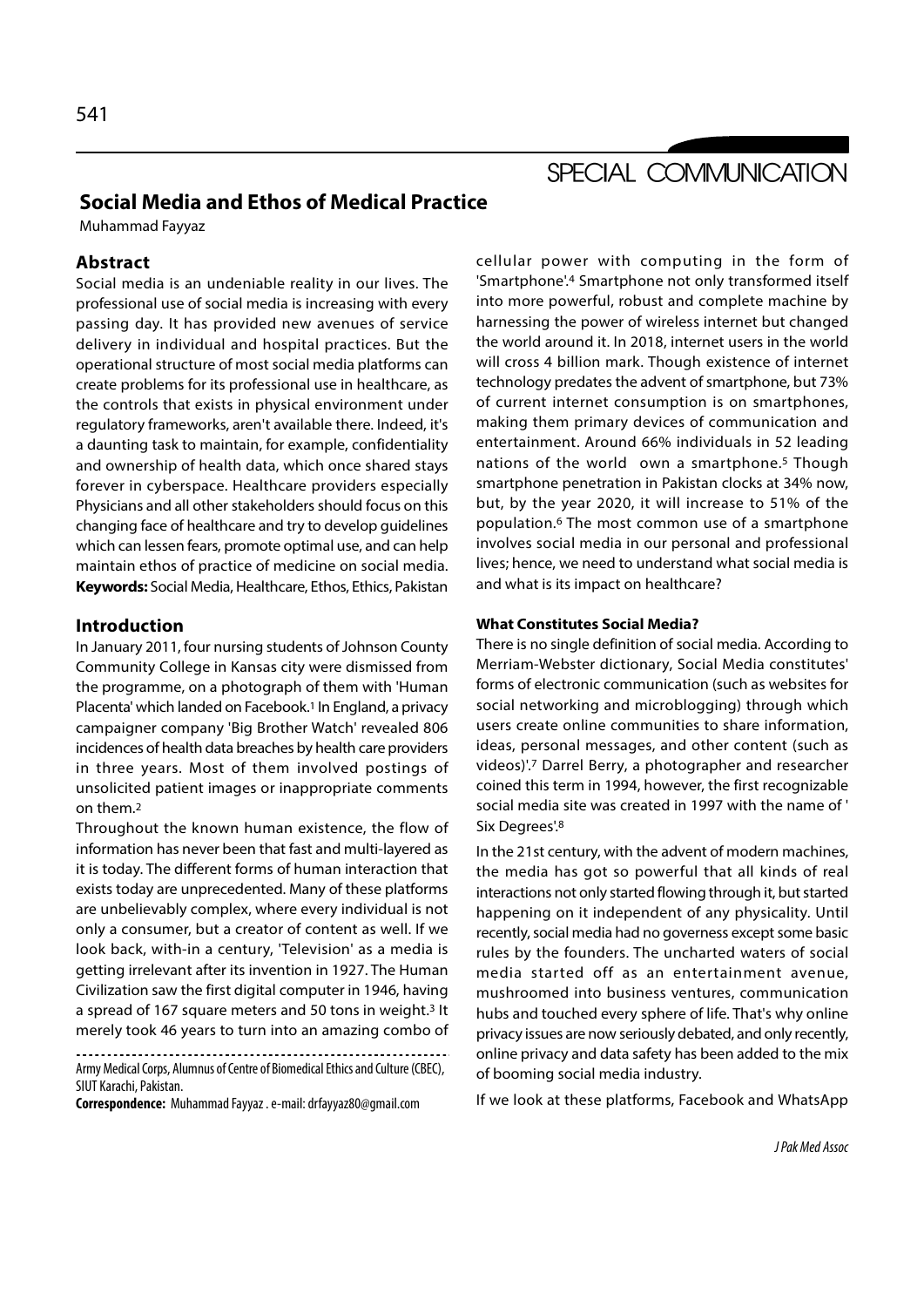SPECIAL COMMUNICATION

# Social Media and Ethos of Medical Practice

Muhammad Fayyaz

## Abstract

Social media is an undeniable reality in our lives. The professional use of social media is increasing with every passing day. It has provided new avenues of service delivery in individual and hospital practices. But the operational structure of most social media platforms can create problems for its professional use in healthcare, as the controls that exists in physical environment under regulatory frameworks, aren't available there. Indeed, it's a daunting task to maintain, for example, confidentiality and ownership of health data, which once shared stays forever in cyberspace. Healthcare providers especially Physicians and all other stakeholders should focus on this changing face of healthcare and try to develop guidelines which can lessen fears, promote optimal use, and can help maintain ethos of practice of medicine on social media.

**Keywords:** Social Media, Healthcare, Ethos, Ethics, Pakistan

## Introduction

In January 2011, four nursing students of Johnson County Community College in Kansas city were dismissed from the programme, on a photograph of them with 'Human Placenta' which landed on Facebook.[1] In England, a privacy campaigner company 'Big Brother Watch' revealed 806 incidences of health data breaches by health care providers in three years. Most of them involved postings of unsolicited patient images or inappropriate comments on them.[2]

Throughout the known human existence, the flow of information has never been that fast and multi-layered as it is today. The different forms of human interaction that exists today are unprecedented. Many of these platforms are unbelievably complex, where every individual is not only a consumer, but a creator of content as well. If we look back, with-in a century, 'Television' as a media is getting irrelevant after its invention in 1927. The Human Civilization saw the first digital computer in 1946, having a spread of 167 square meters and 50 tons in weight.[3] It merely took 46 years to turn into an amazing combo of cellular power with computing in the form of 'Smartphone'.[4] Smartphone not only transformed itself into more powerful, robust and complete machine by harnessing the power of wireless internet but changed the world around it. In 2018, internet users in the world will cross 4 billion mark. Though existence of internet technology predates the advent of smartphone, but 73% of current internet consumption is on smartphones, making them primary devices of communication and entertainment. Around 66% individuals in 52 leading nations of the world own a smartphone.[5] Though smartphone penetration in Pakistan clocks at 34% now, but, by the year 2020, it will increase to 51% of the population.[6] The most common use of a smartphone involves social media in our personal and professional lives; hence, we need to understand what social media is and what is its impact on healthcare?

Army Medical Corps, Alumnus of Centre of Biomedical Ethics and Culture (CBEC), SIUT Karachi, Pakistan.

**Correspondence:** Muhammad Fayyaz. e-mail: drfayyaz80@gmail.com

### What Constitutes Social Media?

There is no single definition of social media. According to Merriam-Webster dictionary, Social Media constitutes' forms of electronic communication (such as websites for social networking and microblogging) through which users create online communities to share information, ideas, personal messages, and other content (such as videos)'.[7] Darrel Berry, a photographer and researcher coined this term in 1994, however, the first recognizable social media site was created in 1997 with the name of ' Six Degrees'.[8]

In the 21st century, with the advent of modern machines, the media has got so powerful that all kinds of real interactions not only started flowing through it, but started happening on it independent of any physicality. Until recently, social media had no governess except some basic rules by the founders. The uncharted waters of social media started off as an entertainment avenue, mushroomed into business ventures, communication hubs and touched every sphere of life. That's why online privacy issues are now seriously debated, and only recently, online privacy and data safety has been added to the mix of booming social media industry.

If we look at these platforms, Facebook and WhatsApp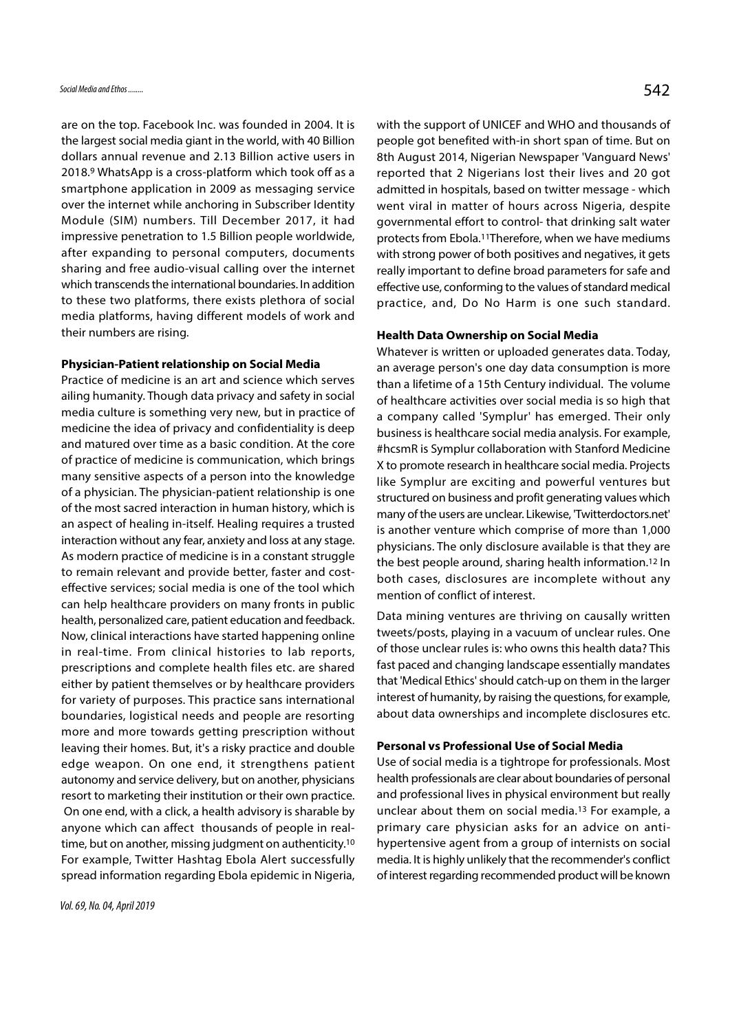are on the top. Facebook Inc. was founded in 2004. It is the largest social media giant in the world, with 40 Billion dollars annual revenue and 2.13 Billion active users in 2018.[9] WhatsApp is a cross-platform which took off as a smartphone application in 2009 as messaging service over the internet while anchoring in Subscriber Identity Module (SIM) numbers. Till December 2017, it had impressive penetration to 1.5 Billion people worldwide, after expanding to personal computers, documents sharing and free audio-visual calling over the internet which transcends the international boundaries. In addition to these two platforms, there exists plethora of social media platforms, having different models of work and their numbers are rising.

**Physician-Patient relationship on Social Media**

Practice of medicine is an art and science which serves ailing humanity. Though data privacy and safety in social media culture is something very new, but in practice of medicine the idea of privacy and confidentiality is deep and matured over time as a basic condition. At the core of practice of medicine is communication, which brings many sensitive aspects of a person into the knowledge of a physician. The physician-patient relationship is one of the most sacred interaction in human history, which is an aspect of healing in-itself. Healing requires a trusted interaction without any fear, anxiety and loss at any stage. As modern practice of medicine is in a constant struggle to remain relevant and provide better, faster and cost-effective services; social media is one of the tool which can help healthcare providers on many fronts in public health, personalized care, patient education and feedback. Now, clinical interactions have started happening online in real-time. From clinical histories to lab reports, prescriptions and complete health files etc. are shared either by patient themselves or by healthcare providers for variety of purposes. This practice sans international boundaries, logistical needs and people are resorting more and more towards getting prescription without leaving their homes. But, it's a risky practice and double edge weapon. On one end, it strengthens patient autonomy and service delivery, but on another, physicians resort to marketing their institution or their own practice. On one end, with a click, a health advisory is sharable by anyone which can affect thousands of people in real-time, but on another, missing judgment on authenticity.[10] For example, Twitter Hashtag Ebola Alert successfully spread information regarding Ebola epidemic in Nigeria, with the support of UNICEF and WHO and thousands of people got benefited with-in short span of time. But on 8th August 2014, Nigerian Newspaper 'Vanguard News' reported that 2 Nigerians lost their lives and 20 got admitted in hospitals, based on twitter message - which went viral in matter of hours across Nigeria, despite governmental effort to control- that drinking salt water protects from Ebola.[11] Therefore, when we have mediums with strong power of both positives and negatives, it gets really important to define broad parameters for safe and effective use, conforming to the values of standard medical practice, and, Do No Harm is one such standard.

**Health Data Ownership on Social Media**

Whatever is written or uploaded generates data. Today, an average person's one day data consumption is more than a lifetime of a 15th Century individual. The volume of healthcare activities over social media is so high that a company called 'Symplur' has emerged. Their only business is healthcare social media analysis. For example, #hcsmR is Symplur collaboration with Stanford Medicine X to promote research in healthcare social media. Projects like Symplur are exciting and powerful ventures but structured on business and profit generating values which many of the users are unclear. Likewise, 'Twitterdoctors.net' is another venture which comprise of more than 1,000 physicians. The only disclosure available is that they are the best people around, sharing health information.[12] In both cases, disclosures are incomplete without any mention of conflict of interest.

Data mining ventures are thriving on causally written tweets/posts, playing in a vacuum of unclear rules. One of those unclear rules is: who owns this health data? This fast paced and changing landscape essentially mandates that 'Medical Ethics' should catch-up on them in the larger interest of humanity, by raising the questions, for example, about data ownerships and incomplete disclosures etc.

**Personal vs Professional Use of Social Media**

Use of social media is a tightrope for professionals. Most health professionals are clear about boundaries of personal and professional lives in physical environment but really unclear about them on social media.[13] For example, a primary care physician asks for an advice on anti-hypertensive agent from a group of internists on social media. It is highly unlikely that the recommender's conflict of interest regarding recommended product will be known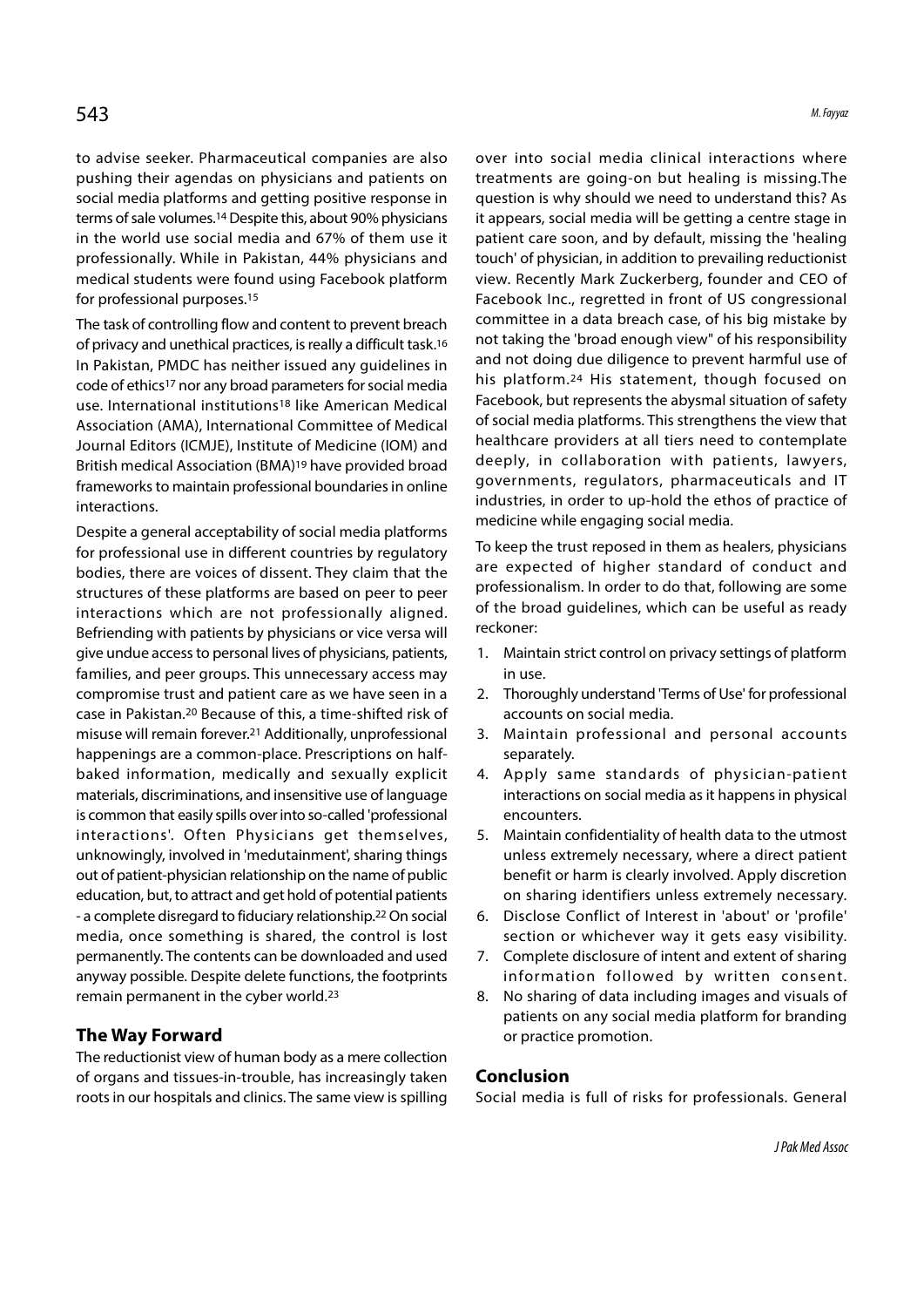to advise seeker. Pharmaceutical companies are also pushing their agendas on physicians and patients on social media platforms and getting positive response in terms of sale volumes.[14] Despite this, about 90% physicians in the world use social media and 67% of them use it professionally. While in Pakistan, 44% physicians and medical students were found using Facebook platform for professional purposes.[15]

The task of controlling flow and content to prevent breach of privacy and unethical practices, is really a difficult task.[16] In Pakistan, PMDC has neither issued any guidelines in code of ethics[17] nor any broad parameters for social media use. International institutions[18] like American Medical Association (AMA), International Committee of Medical Journal Editors (ICMJE), Institute of Medicine (IOM) and British medical Association (BMA)[19] have provided broad frameworks to maintain professional boundaries in online interactions.

Despite a general acceptability of social media platforms for professional use in different countries by regulatory bodies, there are voices of dissent. They claim that the structures of these platforms are based on peer to peer interactions which are not professionally aligned. Befriending with patients by physicians or vice versa will give undue access to personal lives of physicians, patients, families, and peer groups. This unnecessary access may compromise trust and patient care as we have seen in a case in Pakistan.[20] Because of this, a time-shifted risk of misuse will remain forever.[21] Additionally, unprofessional happenings are a common-place. Prescriptions on half-baked information, medically and sexually explicit materials, discriminations, and insensitive use of language is common that easily spills over into so-called 'professional interactions'. Often Physicians get themselves, unknowingly, involved in 'medutainment', sharing things out of patient-physician relationship on the name of public education, but, to attract and get hold of potential patients - a complete disregard to fiduciary relationship.[22] On social media, once something is shared, the control is lost permanently. The contents can be downloaded and used anyway possible. Despite delete functions, the footprints remain permanent in the cyber world.[23]

## The Way Forward

The reductionist view of human body as a mere collection of organs and tissues-in-trouble, has increasingly taken roots in our hospitals and clinics. The same view is spilling over into social media clinical interactions where treatments are going-on but healing is missing.The question is why should we need to understand this? As it appears, social media will be getting a centre stage in patient care soon, and by default, missing the 'healing touch' of physician, in addition to prevailing reductionist view. Recently Mark Zuckerberg, founder and CEO of Facebook Inc., regretted in front of US congressional committee in a data breach case, of his big mistake by not taking the 'broad enough view" of his responsibility and not doing due diligence to prevent harmful use of his platform.[24] His statement, though focused on Facebook, but represents the abysmal situation of safety of social media platforms. This strengthens the view that healthcare providers at all tiers need to contemplate deeply, in collaboration with patients, lawyers, governments, regulators, pharmaceuticals and IT industries, in order to up-hold the ethos of practice of medicine while engaging social media.

To keep the trust reposed in them as healers, physicians are expected of higher standard of conduct and professionalism. In order to do that, following are some of the broad guidelines, which can be useful as ready reckoner:

1. Maintain strict control on privacy settings of platform in use.
2. Thoroughly understand 'Terms of Use' for professional accounts on social media.
3. Maintain professional and personal accounts separately.
4. Apply same standards of physician-patient interactions on social media as it happens in physical encounters.
5. Maintain confidentiality of health data to the utmost unless extremely necessary, where a direct patient benefit or harm is clearly involved. Apply discretion on sharing identifiers unless extremely necessary.
6. Disclose Conflict of Interest in 'about' or 'profile' section or whichever way it gets easy visibility.
7. Complete disclosure of intent and extent of sharing information followed by written consent.
8. No sharing of data including images and visuals of patients on any social media platform for branding or practice promotion.

## Conclusion

Social media is full of risks for professionals. General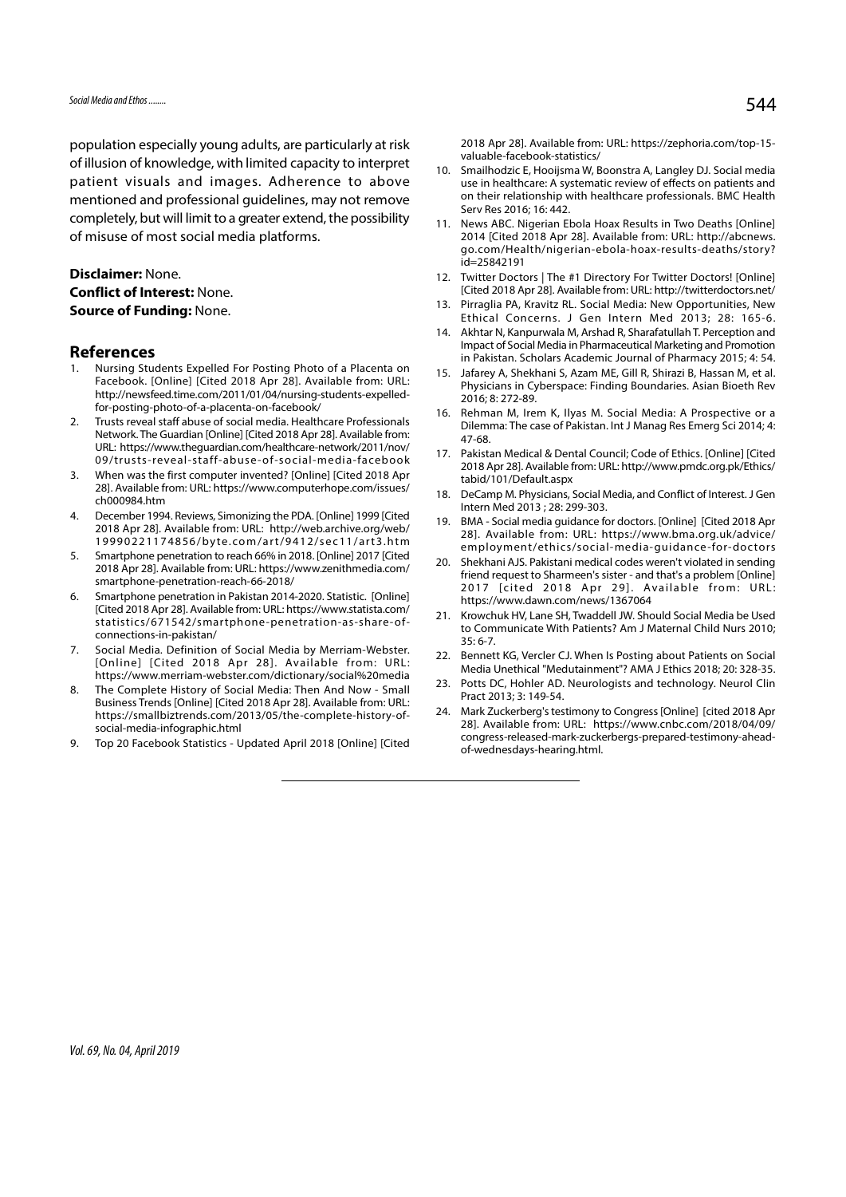population especially young adults, are particularly at risk of illusion of knowledge, with limited capacity to interpret patient visuals and images. Adherence to above mentioned and professional guidelines, may not remove completely, but will limit to a greater extend, the possibility of misuse of most social media platforms.

**Disclaimer:** None.

**Conflict of Interest:** None.

**Source of Funding:** None.

## References

1. Nursing Students Expelled For Posting Photo of a Placenta on Facebook. [Online] [Cited 2018 Apr 28]. Available from: URL: http://newsfeed.time.com/2011/01/04/nursing-students-expelled-for-posting-photo-of-a-placenta-on-facebook/
2. Trusts reveal staff abuse of social media. Healthcare Professionals Network. The Guardian [Online] [Cited 2018 Apr 28]. Available from: URL: https://www.theguardian.com/healthcare-network/2011/nov/09/trusts-reveal-staff-abuse-of-social-media-facebook
3. When was the first computer invented? [Online] [Cited 2018 Apr 28]. Available from: URL: https://www.computerhope.com/issues/ch000984.htm
4. December 1994. Reviews, Simonizing the PDA. [Online] 1999 [Cited 2018 Apr 28]. Available from: URL: http://web.archive.org/web/19990221174856/byte.com/art/9412/sec11/art3.htm
5. Smartphone penetration to reach 66% in 2018. [Online] 2017 [Cited 2018 Apr 28]. Available from: URL: https://www.zenithmedia.com/smartphone-penetration-reach-66-2018/
6. Smartphone penetration in Pakistan 2014-2020. Statistic. [Online] [Cited 2018 Apr 28]. Available from: URL: https://www.statista.com/statistics/671542/smartphone-penetration-as-share-of-connections-in-pakistan/
7. Social Media. Definition of Social Media by Merriam-Webster. [Online] [Cited 2018 Apr 28]. Available from: URL: https://www.merriam-webster.com/dictionary/social%20media
8. The Complete History of Social Media: Then And Now - Small Business Trends [Online] [Cited 2018 Apr 28]. Available from: URL: https://smallbiztrends.com/2013/05/the-complete-history-of-social-media-infographic.html
9. Top 20 Facebook Statistics - Updated April 2018 [Online] [Cited 2018 Apr 28]. Available from: URL: https://zephoria.com/top-15-valuable-facebook-statistics/
10. Smailhodzic E, Hooijsma W, Boonstra A, Langley DJ. Social media use in healthcare: A systematic review of effects on patients and on their relationship with healthcare professionals. BMC Health Serv Res 2016; 16: 442.
11. News ABC. Nigerian Ebola Hoax Results in Two Deaths [Online] 2014 [Cited 2018 Apr 28]. Available from: URL: http://abcnews.go.com/Health/nigerian-ebola-hoax-results-deaths/story?id=25842191
12. Twitter Doctors | The #1 Directory For Twitter Doctors! [Online] [Cited 2018 Apr 28]. Available from: URL: http://twitterdoctors.net/
13. Pirraglia PA, Kravitz RL. Social Media: New Opportunities, New Ethical Concerns. J Gen Intern Med 2013; 28: 165-6.
14. Akhtar N, Kanpurwala M, Arshad R, Sharafatullah T. Perception and Impact of Social Media in Pharmaceutical Marketing and Promotion in Pakistan. Scholars Academic Journal of Pharmacy 2015; 4: 54.
15. Jafarey A, Shekhani S, Azam ME, Gill R, Shirazi B, Hassan M, et al. Physicians in Cyberspace: Finding Boundaries. Asian Bioeth Rev 2016; 8: 272-89.
16. Rehman M, Irem K, Ilyas M. Social Media: A Prospective or a Dilemma: The case of Pakistan. Int J Manag Res Emerg Sci 2014; 4: 47-68.
17. Pakistan Medical & Dental Council; Code of Ethics. [Online] [Cited 2018 Apr 28]. Available from: URL: http://www.pmdc.org.pk/Ethics/tabid/101/Default.aspx
18. DeCamp M. Physicians, Social Media, and Conflict of Interest. J Gen Intern Med 2013 ; 28: 299-303.
19. BMA - Social media guidance for doctors. [Online] [Cited 2018 Apr 28]. Available from: URL: https://www.bma.org.uk/advice/employment/ethics/social-media-guidance-for-doctors
20. Shekhani AJS. Pakistani medical codes weren't violated in sending friend request to Sharmeen's sister - and that's a problem [Online] 2017 [cited 2018 Apr 29]. Available from: URL: https://www.dawn.com/news/1367064
21. Krowchuk HV, Lane SH, Twaddell JW. Should Social Media be Used to Communicate With Patients? Am J Maternal Child Nurs 2010; 35: 6-7.
22. Bennett KG, Vercler CJ. When Is Posting about Patients on Social Media Unethical "Medutainment"? AMA J Ethics 2018; 20: 328-35.
23. Potts DC, Hohler AD. Neurologists and technology. Neurol Clin Pract 2013; 3: 149-54.
24. Mark Zuckerberg's testimony to Congress [Online] [cited 2018 Apr 28]. Available from: URL: https://www.cnbc.com/2018/04/09/congress-released-mark-zuckerbergs-prepared-testimony-ahead-of-wednesdays-hearing.html.